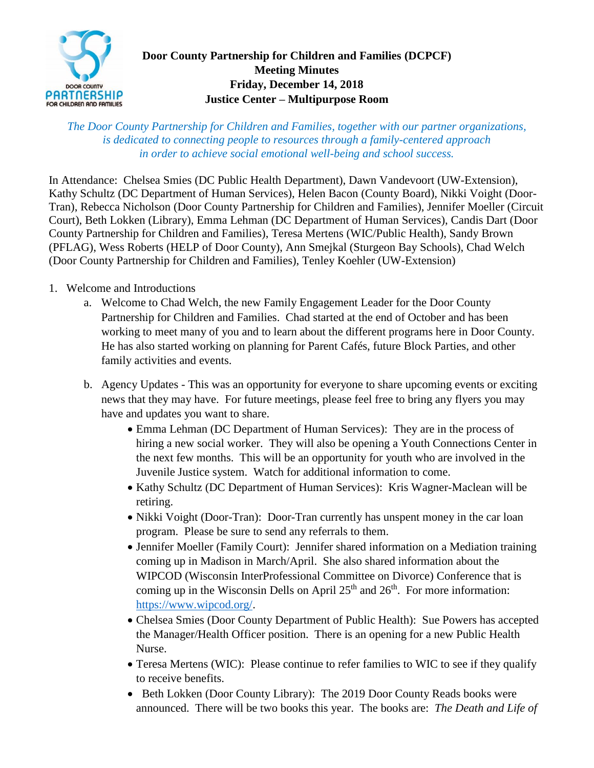# Door County Partnership for Children and Families (DCPCF)
## Meeting Minutes
## Friday, December 14, 2018
## Justice Center – Multipurpose Room

*The Door County Partnership for Children and Families, together with our partner organizations, is dedicated to connecting people to resources through a family-centered approach in order to achieve social emotional well-being and school success.*

In Attendance: Chelsea Smies (DC Public Health Department), Dawn Vandevoort (UW-Extension), Kathy Schultz (DC Department of Human Services), Helen Bacon (County Board), Nikki Voight (Door-Tran), Rebecca Nicholson (Door County Partnership for Children and Families), Jennifer Moeller (Circuit Court), Beth Lokken (Library), Emma Lehman (DC Department of Human Services), Candis Dart (Door County Partnership for Children and Families), Teresa Mertens (WIC/Public Health), Sandy Brown (PFLAG), Wess Roberts (HELP of Door County), Ann Smejkal (Sturgeon Bay Schools), Chad Welch (Door County Partnership for Children and Families), Tenley Koehler (UW-Extension)

1. Welcome and Introductions
   a. Welcome to Chad Welch, the new Family Engagement Leader for the Door County Partnership for Children and Families. Chad started at the end of October and has been working to meet many of you and to learn about the different programs here in Door County. He has also started working on planning for Parent Cafés, future Block Parties, and other family activities and events.

   b. Agency Updates - This was an opportunity for everyone to share upcoming events or exciting news that they may have. For future meetings, please feel free to bring any flyers you may have and updates you want to share.
      - Emma Lehman (DC Department of Human Services): They are in the process of hiring a new social worker. They will also be opening a Youth Connections Center in the next few months. This will be an opportunity for youth who are involved in the Juvenile Justice system. Watch for additional information to come.
      - Kathy Schultz (DC Department of Human Services): Kris Wagner-Maclean will be retiring.
      - Nikki Voight (Door-Tran): Door-Tran currently has unspent money in the car loan program. Please be sure to send any referrals to them.
      - Jennifer Moeller (Family Court): Jennifer shared information on a Mediation training coming up in Madison in March/April. She also shared information about the WIPCOD (Wisconsin InterProfessional Committee on Divorce) Conference that is coming up in the Wisconsin Dells on April 25th and 26th. For more information: https://www.wipcod.org/.
      - Chelsea Smies (Door County Department of Public Health): Sue Powers has accepted the Manager/Health Officer position. There is an opening for a new Public Health Nurse.
      - Teresa Mertens (WIC): Please continue to refer families to WIC to see if they qualify to receive benefits.
      - Beth Lokken (Door County Library): The 2019 Door County Reads books were announced. There will be two books this year. The books are: *The Death and Life of*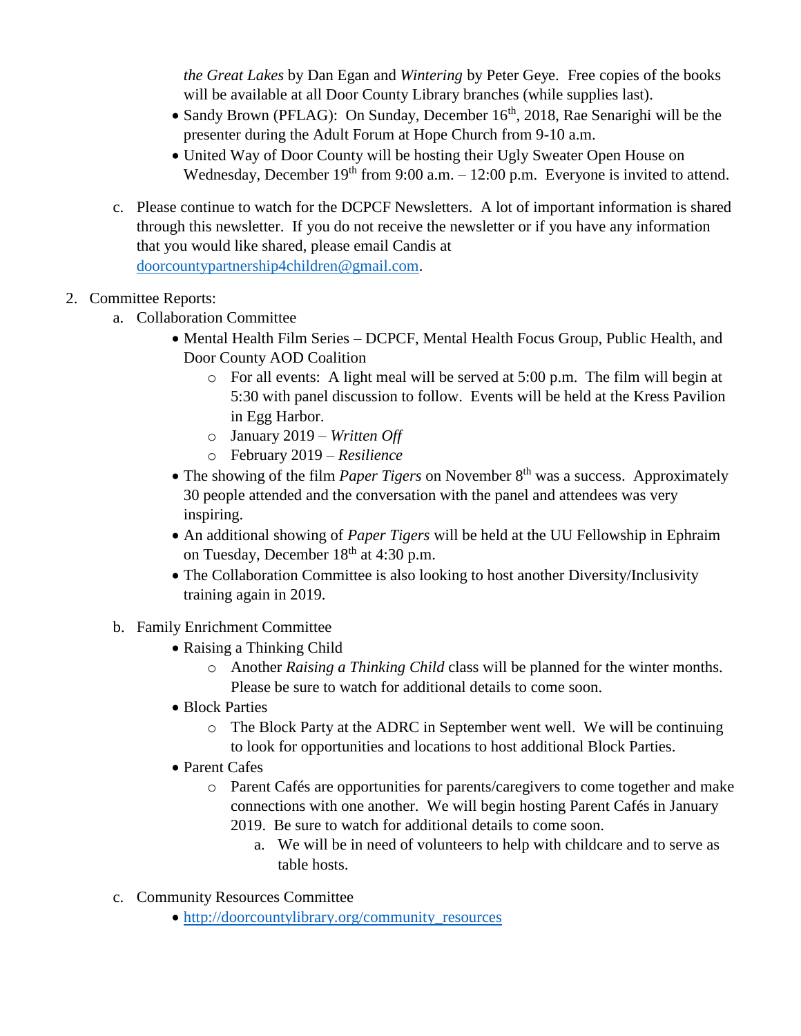*the Great Lakes* by Dan Egan and *Wintering* by Peter Geye. Free copies of the books will be available at all Door County Library branches (while supplies last).

- Sandy Brown (PFLAG): On Sunday, December 16th, 2018, Rae Senarighi will be the presenter during the Adult Forum at Hope Church from 9-10 a.m.
- United Way of Door County will be hosting their Ugly Sweater Open House on Wednesday, December 19th from 9:00 a.m. – 12:00 p.m. Everyone is invited to attend.

c. Please continue to watch for the DCPCF Newsletters. A lot of important information is shared through this newsletter. If you do not receive the newsletter or if you have any information that you would like shared, please email Candis at [doorcountypartnership4children@gmail.com](mailto:doorcountypartnership4children@gmail.com).

2. Committee Reports:

   a. Collaboration Committee

   - Mental Health Film Series – DCPCF, Mental Health Focus Group, Public Health, and Door County AOD Coalition
     - For all events: A light meal will be served at 5:00 p.m. The film will begin at 5:30 with panel discussion to follow. Events will be held at the Kress Pavilion in Egg Harbor.
     - January 2019 – *Written Off*
     - February 2019 – *Resilience*
   - The showing of the film *Paper Tigers* on November 8th was a success. Approximately 30 people attended and the conversation with the panel and attendees was very inspiring.
   - An additional showing of *Paper Tigers* will be held at the UU Fellowship in Ephraim on Tuesday, December 18th at 4:30 p.m.
   - The Collaboration Committee is also looking to host another Diversity/Inclusivity training again in 2019.

   b. Family Enrichment Committee

   - Raising a Thinking Child
     - Another *Raising a Thinking Child* class will be planned for the winter months. Please be sure to watch for additional details to come soon.
   - Block Parties
     - The Block Party at the ADRC in September went well. We will be continuing to look for opportunities and locations to host additional Block Parties.
   - Parent Cafes
     - Parent Cafés are opportunities for parents/caregivers to come together and make connections with one another. We will begin hosting Parent Cafés in January 2019. Be sure to watch for additional details to come soon.
       a. We will be in need of volunteers to help with childcare and to serve as table hosts.

   c. Community Resources Committee

   - [http://doorcountylibrary.org/community_resources](http://doorcountylibrary.org/community_resources)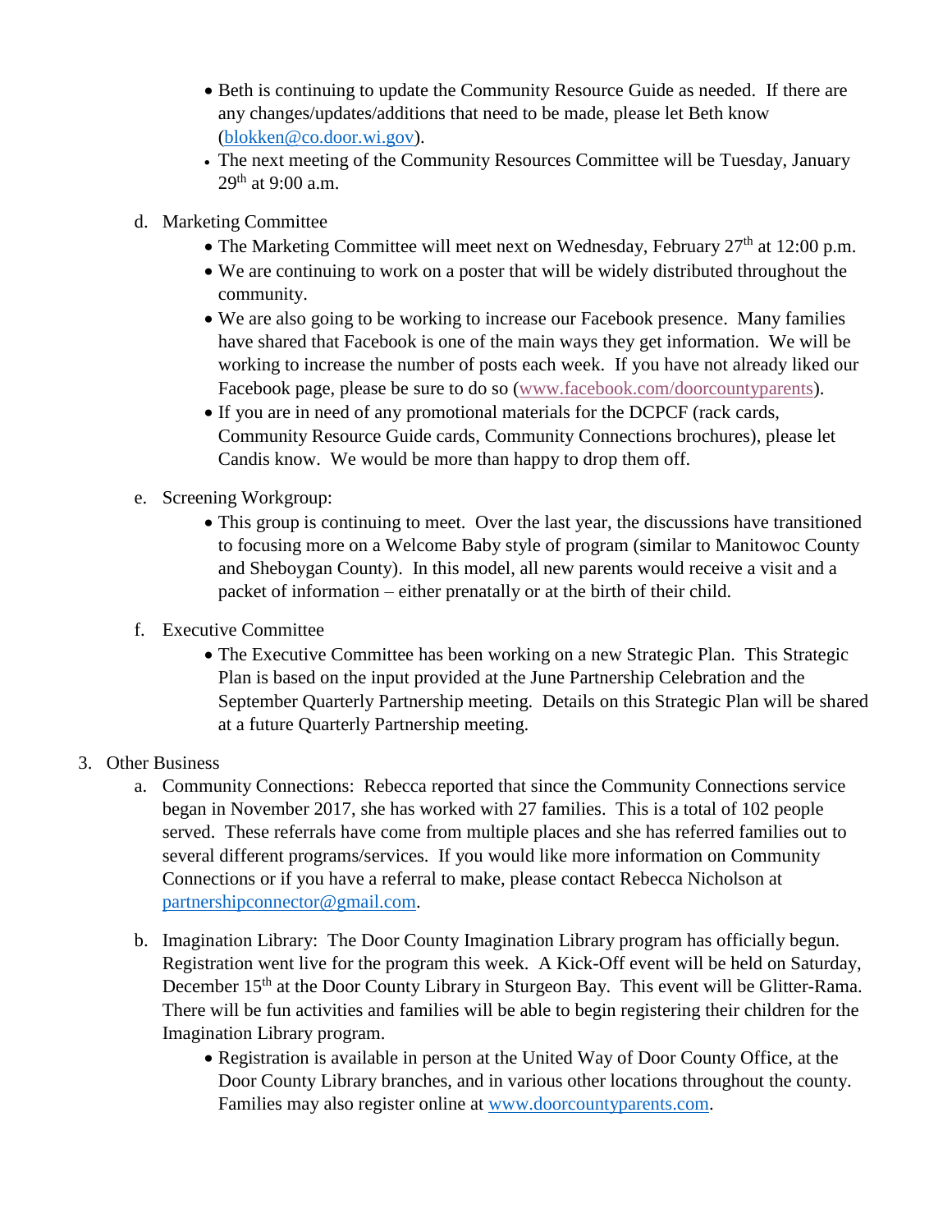- Beth is continuing to update the Community Resource Guide as needed. If there are any changes/updates/additions that need to be made, please let Beth know (blokken@co.door.wi.gov).
- The next meeting of the Community Resources Committee will be Tuesday, January 29th at 9:00 a.m.

d. Marketing Committee
   - The Marketing Committee will meet next on Wednesday, February 27th at 12:00 p.m.
   - We are continuing to work on a poster that will be widely distributed throughout the community.
   - We are also going to be working to increase our Facebook presence. Many families have shared that Facebook is one of the main ways they get information. We will be working to increase the number of posts each week. If you have not already liked our Facebook page, please be sure to do so (www.facebook.com/doorcountyparents).
   - If you are in need of any promotional materials for the DCPCF (rack cards, Community Resource Guide cards, Community Connections brochures), please let Candis know. We would be more than happy to drop them off.

e. Screening Workgroup:
   - This group is continuing to meet. Over the last year, the discussions have transitioned to focusing more on a Welcome Baby style of program (similar to Manitowoc County and Sheboygan County). In this model, all new parents would receive a visit and a packet of information – either prenatally or at the birth of their child.

f. Executive Committee
   - The Executive Committee has been working on a new Strategic Plan. This Strategic Plan is based on the input provided at the June Partnership Celebration and the September Quarterly Partnership meeting. Details on this Strategic Plan will be shared at a future Quarterly Partnership meeting.

3. Other Business

   a. Community Connections: Rebecca reported that since the Community Connections service began in November 2017, she has worked with 27 families. This is a total of 102 people served. These referrals have come from multiple places and she has referred families out to several different programs/services. If you would like more information on Community Connections or if you have a referral to make, please contact Rebecca Nicholson at partnershipconnector@gmail.com.

   b. Imagination Library: The Door County Imagination Library program has officially begun. Registration went live for the program this week. A Kick-Off event will be held on Saturday, December 15th at the Door County Library in Sturgeon Bay. This event will be Glitter-Rama. There will be fun activities and families will be able to begin registering their children for the Imagination Library program.
      - Registration is available in person at the United Way of Door County Office, at the Door County Library branches, and in various other locations throughout the county. Families may also register online at www.doorcountyparents.com.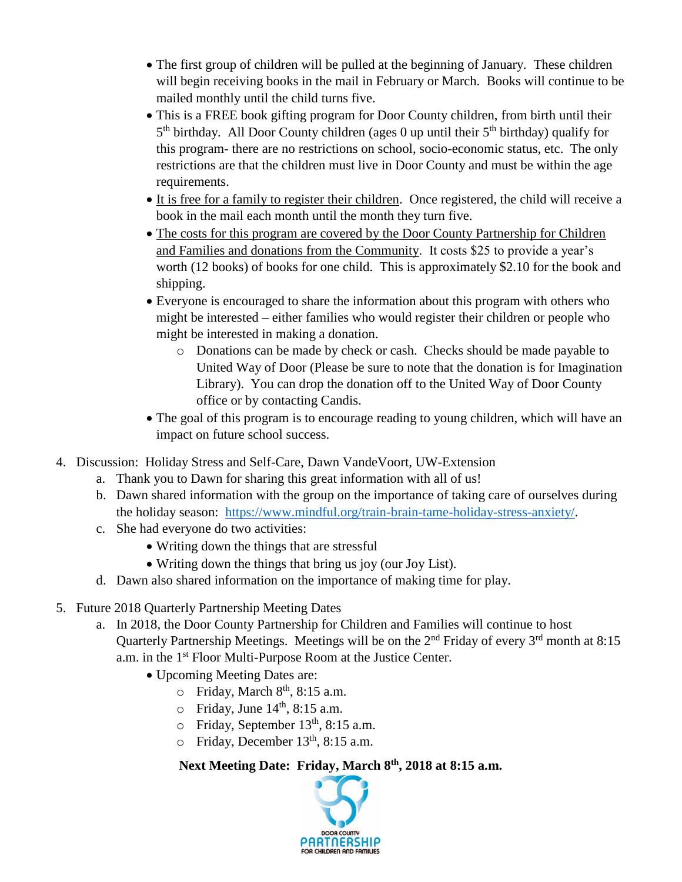- The first group of children will be pulled at the beginning of January. These children will begin receiving books in the mail in February or March. Books will continue to be mailed monthly until the child turns five.
- This is a FREE book gifting program for Door County children, from birth until their 5th birthday. All Door County children (ages 0 up until their 5th birthday) qualify for this program- there are no restrictions on school, socio-economic status, etc. The only restrictions are that the children must live in Door County and must be within the age requirements.
- It is free for a family to register their children. Once registered, the child will receive a book in the mail each month until the month they turn five.
- The costs for this program are covered by the Door County Partnership for Children and Families and donations from the Community. It costs $25 to provide a year's worth (12 books) of books for one child. This is approximately $2.10 for the book and shipping.
- Everyone is encouraged to share the information about this program with others who might be interested – either families who would register their children or people who might be interested in making a donation.
  - Donations can be made by check or cash. Checks should be made payable to United Way of Door (Please be sure to note that the donation is for Imagination Library). You can drop the donation off to the United Way of Door County office or by contacting Candis.
- The goal of this program is to encourage reading to young children, which will have an impact on future school success.

4. Discussion: Holiday Stress and Self-Care, Dawn VandeVoort, UW-Extension
   a. Thank you to Dawn for sharing this great information with all of us!
   b. Dawn shared information with the group on the importance of taking care of ourselves during the holiday season: https://www.mindful.org/train-brain-tame-holiday-stress-anxiety/.
   c. She had everyone do two activities:
      - Writing down the things that are stressful
      - Writing down the things that bring us joy (our Joy List).
   d. Dawn also shared information on the importance of making time for play.

5. Future 2018 Quarterly Partnership Meeting Dates
   a. In 2018, the Door County Partnership for Children and Families will continue to host Quarterly Partnership Meetings. Meetings will be on the 2nd Friday of every 3rd month at 8:15 a.m. in the 1st Floor Multi-Purpose Room at the Justice Center.
      - Upcoming Meeting Dates are:
        - Friday, March 8th, 8:15 a.m.
        - Friday, June 14th, 8:15 a.m.
        - Friday, September 13th, 8:15 a.m.
        - Friday, December 13th, 8:15 a.m.

**Next Meeting Date: Friday, March 8th, 2018 at 8:15 a.m.**

DOOR COUNTY PARTNERSHIP FOR CHILDREN AND FAMILIES